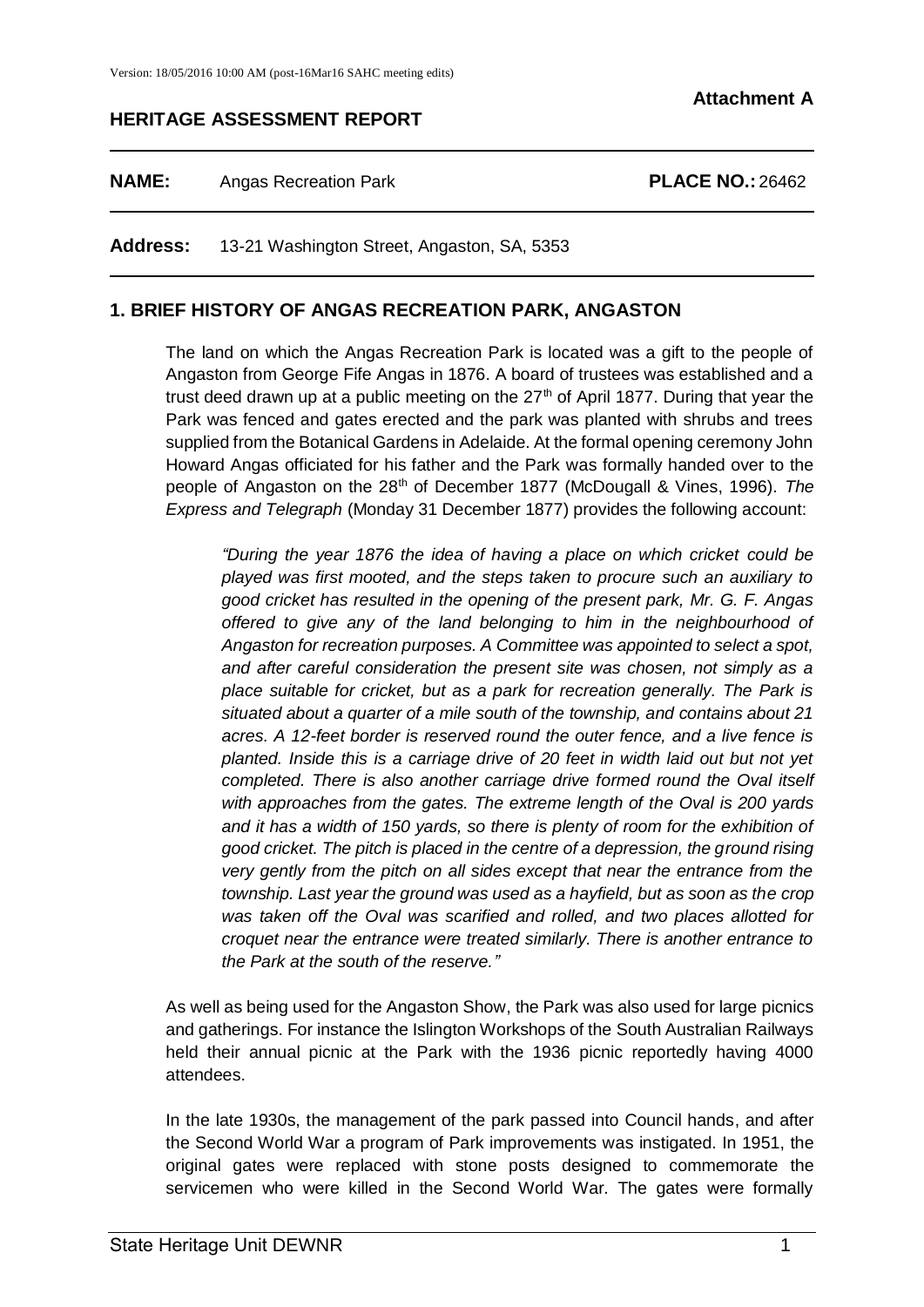Version: 18/05/2016 10:00 AM (post-16Mar16 SAHC meeting edits)

**Attachment A**

## HERITAGE ASSESSMENT REPORT

**NAME:** Angas Recreation Park **PLACE NO.:** 26462

**Address:** 13-21 Washington Street, Angaston, SA, 5353

## 1. BRIEF HISTORY OF ANGAS RECREATION PARK, ANGASTON

The land on which the Angas Recreation Park is located was a gift to the people of Angaston from George Fife Angas in 1876. A board of trustees was established and a trust deed drawn up at a public meeting on the 27th of April 1877. During that year the Park was fenced and gates erected and the park was planted with shrubs and trees supplied from the Botanical Gardens in Adelaide. At the formal opening ceremony John Howard Angas officiated for his father and the Park was formally handed over to the people of Angaston on the 28th of December 1877 (McDougall & Vines, 1996). *The Express and Telegraph* (Monday 31 December 1877) provides the following account:

> *"During the year 1876 the idea of having a place on which cricket could be played was first mooted, and the steps taken to procure such an auxiliary to good cricket has resulted in the opening of the present park, Mr. G. F. Angas offered to give any of the land belonging to him in the neighbourhood of Angaston for recreation purposes. A Committee was appointed to select a spot, and after careful consideration the present site was chosen, not simply as a place suitable for cricket, but as a park for recreation generally. The Park is situated about a quarter of a mile south of the township, and contains about 21 acres. A 12-feet border is reserved round the outer fence, and a live fence is planted. Inside this is a carriage drive of 20 feet in width laid out but not yet completed. There is also another carriage drive formed round the Oval itself with approaches from the gates. The extreme length of the Oval is 200 yards and it has a width of 150 yards, so there is plenty of room for the exhibition of good cricket. The pitch is placed in the centre of a depression, the ground rising very gently from the pitch on all sides except that near the entrance from the township. Last year the ground was used as a hayfield, but as soon as the crop was taken off the Oval was scarified and rolled, and two places allotted for croquet near the entrance were treated similarly. There is another entrance to the Park at the south of the reserve."*

As well as being used for the Angaston Show, the Park was also used for large picnics and gatherings. For instance the Islington Workshops of the South Australian Railways held their annual picnic at the Park with the 1936 picnic reportedly having 4000 attendees.

In the late 1930s, the management of the park passed into Council hands, and after the Second World War a program of Park improvements was instigated. In 1951, the original gates were replaced with stone posts designed to commemorate the servicemen who were killed in the Second World War. The gates were formally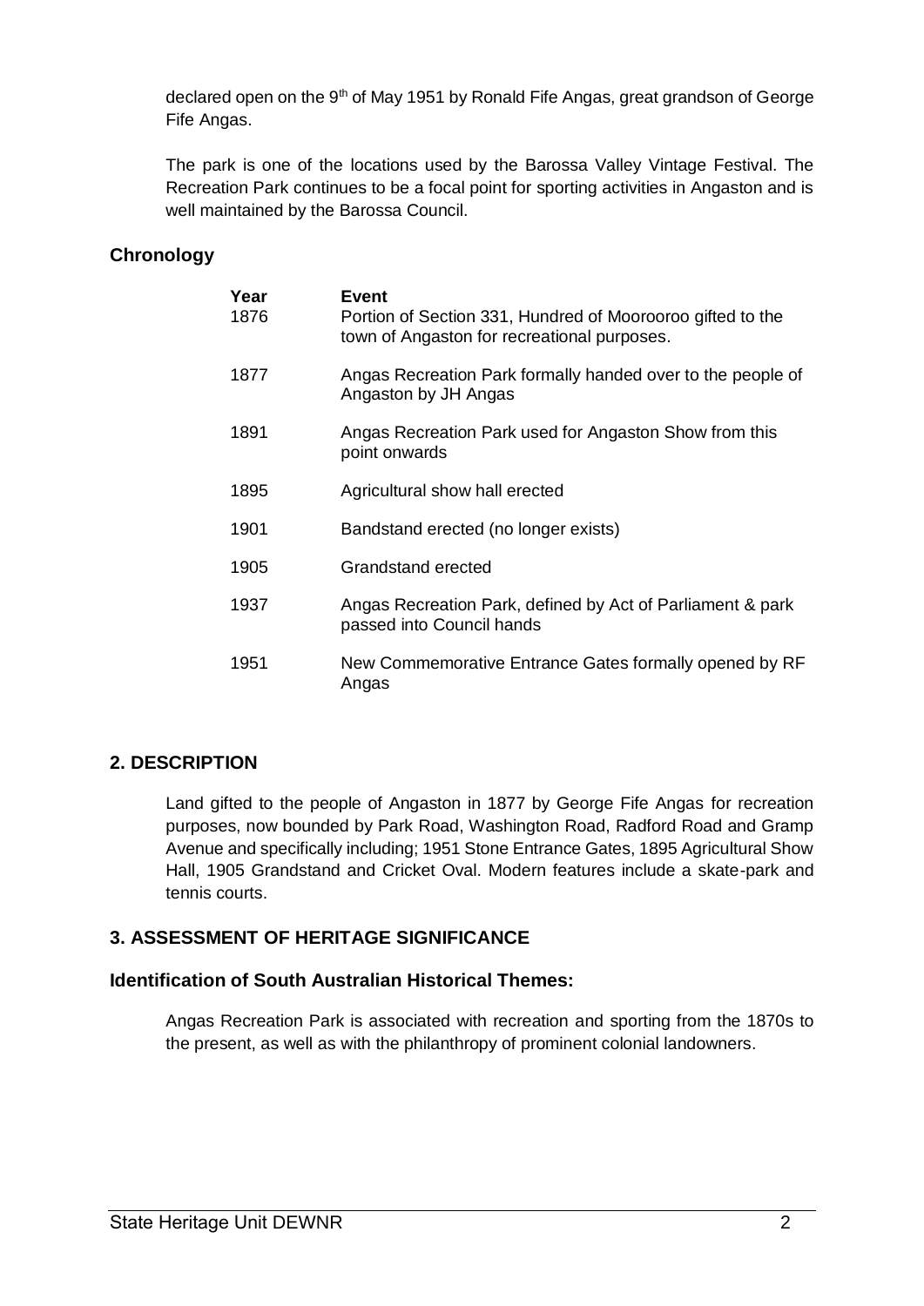declared open on the 9th of May 1951 by Ronald Fife Angas, great grandson of George Fife Angas.

The park is one of the locations used by the Barossa Valley Vintage Festival. The Recreation Park continues to be a focal point for sporting activities in Angaston and is well maintained by the Barossa Council.

### Chronology

| Year | Event |
|---|---|
| 1876 | Portion of Section 331, Hundred of Moorooroo gifted to the town of Angaston for recreational purposes. |
| 1877 | Angas Recreation Park formally handed over to the people of Angaston by JH Angas |
| 1891 | Angas Recreation Park used for Angaston Show from this point onwards |
| 1895 | Agricultural show hall erected |
| 1901 | Bandstand erected (no longer exists) |
| 1905 | Grandstand erected |
| 1937 | Angas Recreation Park, defined by Act of Parliament & park passed into Council hands |
| 1951 | New Commemorative Entrance Gates formally opened by RF Angas |

## 2. DESCRIPTION

Land gifted to the people of Angaston in 1877 by George Fife Angas for recreation purposes, now bounded by Park Road, Washington Road, Radford Road and Gramp Avenue and specifically including; 1951 Stone Entrance Gates, 1895 Agricultural Show Hall, 1905 Grandstand and Cricket Oval. Modern features include a skate-park and tennis courts.

## 3. ASSESSMENT OF HERITAGE SIGNIFICANCE

### Identification of South Australian Historical Themes:

Angas Recreation Park is associated with recreation and sporting from the 1870s to the present, as well as with the philanthropy of prominent colonial landowners.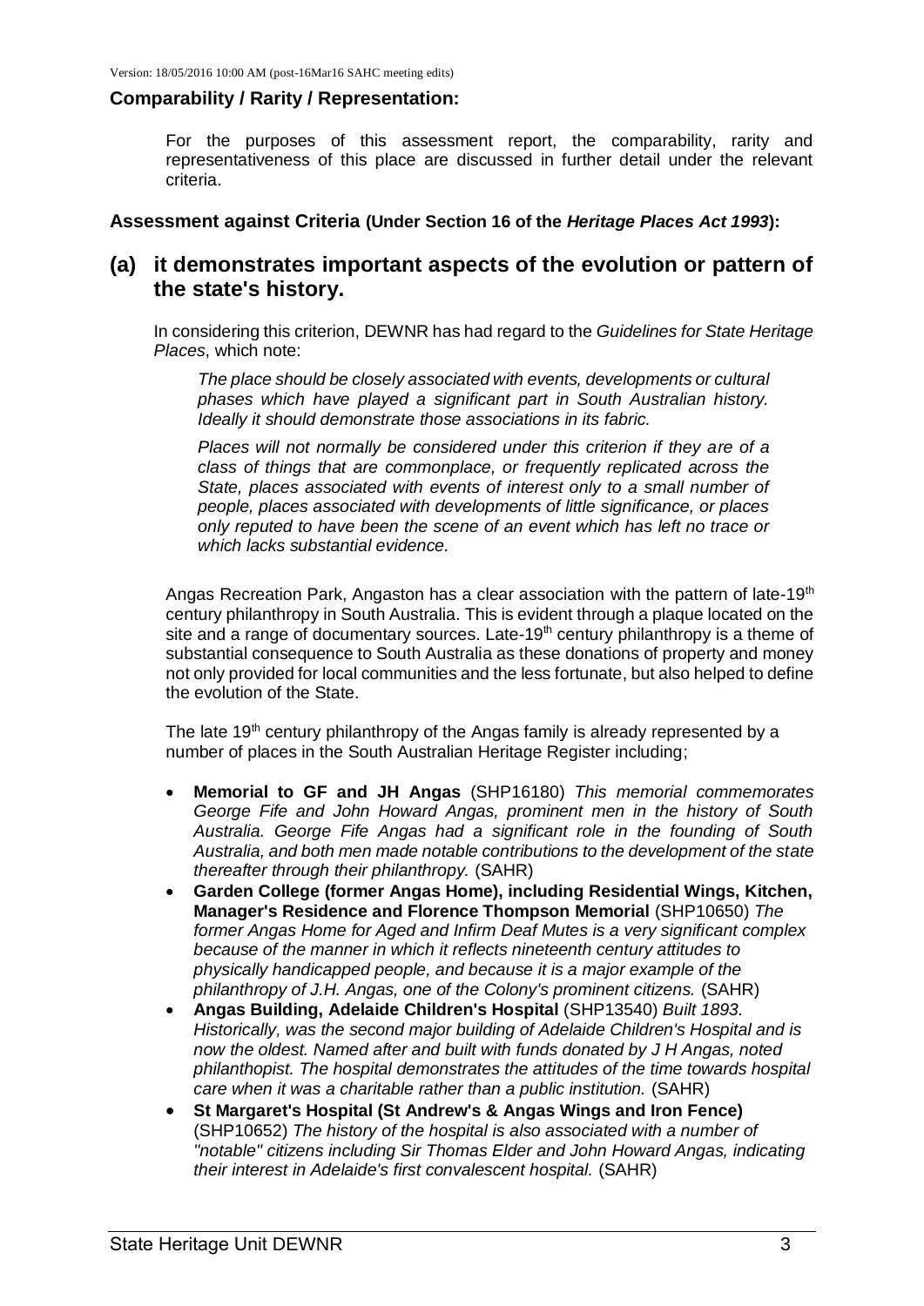**Comparability / Rarity / Representation:**

For the purposes of this assessment report, the comparability, rarity and representativeness of this place are discussed in further detail under the relevant criteria.

**Assessment against Criteria (Under Section 16 of the *Heritage Places Act 1993*):**

## (a) it demonstrates important aspects of the evolution or pattern of the state's history.

In considering this criterion, DEWNR has had regard to the *Guidelines for State Heritage Places*, which note:

*The place should be closely associated with events, developments or cultural phases which have played a significant part in South Australian history. Ideally it should demonstrate those associations in its fabric.*

*Places will not normally be considered under this criterion if they are of a class of things that are commonplace, or frequently replicated across the State, places associated with events of interest only to a small number of people, places associated with developments of little significance, or places only reputed to have been the scene of an event which has left no trace or which lacks substantial evidence.*

Angas Recreation Park, Angaston has a clear association with the pattern of late-19th century philanthropy in South Australia. This is evident through a plaque located on the site and a range of documentary sources. Late-19th century philanthropy is a theme of substantial consequence to South Australia as these donations of property and money not only provided for local communities and the less fortunate, but also helped to define the evolution of the State.

The late 19th century philanthropy of the Angas family is already represented by a number of places in the South Australian Heritage Register including;

- **Memorial to GF and JH Angas** (SHP16180) *This memorial commemorates George Fife and John Howard Angas, prominent men in the history of South Australia. George Fife Angas had a significant role in the founding of South Australia, and both men made notable contributions to the development of the state thereafter through their philanthropy.* (SAHR)
- **Garden College (former Angas Home), including Residential Wings, Kitchen, Manager's Residence and Florence Thompson Memorial** (SHP10650) *The former Angas Home for Aged and Infirm Deaf Mutes is a very significant complex because of the manner in which it reflects nineteenth century attitudes to physically handicapped people, and because it is a major example of the philanthropy of J.H. Angas, one of the Colony's prominent citizens.* (SAHR)
- **Angas Building, Adelaide Children's Hospital** (SHP13540) *Built 1893. Historically, was the second major building of Adelaide Children's Hospital and is now the oldest. Named after and built with funds donated by J H Angas, noted philanthopist. The hospital demonstrates the attitudes of the time towards hospital care when it was a charitable rather than a public institution.* (SAHR)
- **St Margaret's Hospital (St Andrew's & Angas Wings and Iron Fence)** (SHP10652) *The history of the hospital is also associated with a number of "notable" citizens including Sir Thomas Elder and John Howard Angas, indicating their interest in Adelaide's first convalescent hospital.* (SAHR)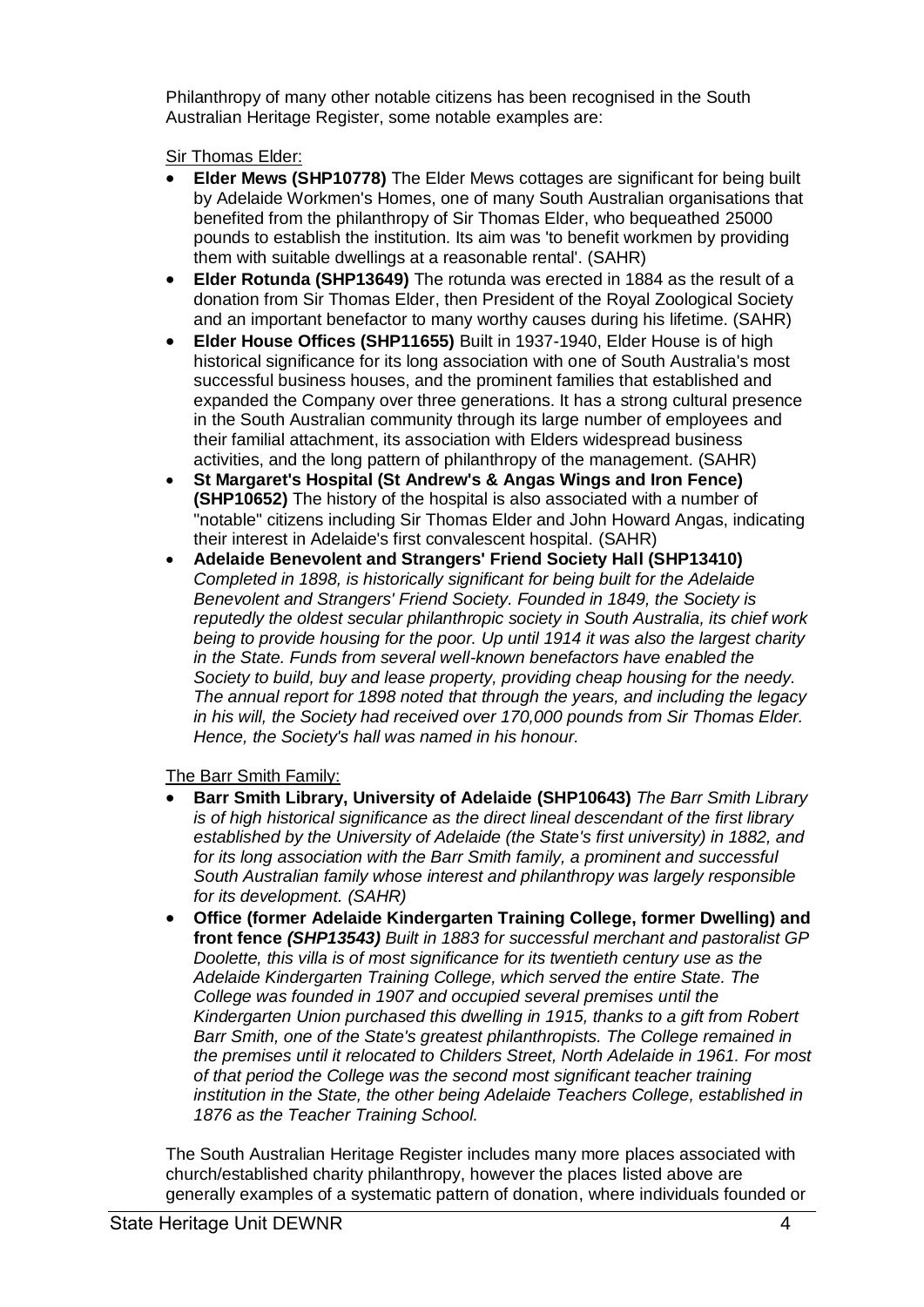Philanthropy of many other notable citizens has been recognised in the South Australian Heritage Register, some notable examples are:

Sir Thomas Elder:

- **Elder Mews (SHP10778)** The Elder Mews cottages are significant for being built by Adelaide Workmen's Homes, one of many South Australian organisations that benefited from the philanthropy of Sir Thomas Elder, who bequeathed 25000 pounds to establish the institution. Its aim was 'to benefit workmen by providing them with suitable dwellings at a reasonable rental'. (SAHR)
- **Elder Rotunda (SHP13649)** The rotunda was erected in 1884 as the result of a donation from Sir Thomas Elder, then President of the Royal Zoological Society and an important benefactor to many worthy causes during his lifetime. (SAHR)
- **Elder House Offices (SHP11655)** Built in 1937-1940, Elder House is of high historical significance for its long association with one of South Australia's most successful business houses, and the prominent families that established and expanded the Company over three generations. It has a strong cultural presence in the South Australian community through its large number of employees and their familial attachment, its association with Elders widespread business activities, and the long pattern of philanthropy of the management. (SAHR)
- **St Margaret's Hospital (St Andrew's & Angas Wings and Iron Fence) (SHP10652)** The history of the hospital is also associated with a number of "notable" citizens including Sir Thomas Elder and John Howard Angas, indicating their interest in Adelaide's first convalescent hospital. (SAHR)
- **Adelaide Benevolent and Strangers' Friend Society Hall (SHP13410)** *Completed in 1898, is historically significant for being built for the Adelaide Benevolent and Strangers' Friend Society. Founded in 1849, the Society is reputedly the oldest secular philanthropic society in South Australia, its chief work being to provide housing for the poor. Up until 1914 it was also the largest charity in the State. Funds from several well-known benefactors have enabled the Society to build, buy and lease property, providing cheap housing for the needy. The annual report for 1898 noted that through the years, and including the legacy in his will, the Society had received over 170,000 pounds from Sir Thomas Elder. Hence, the Society's hall was named in his honour.*

The Barr Smith Family:

- **Barr Smith Library, University of Adelaide (SHP10643)** *The Barr Smith Library is of high historical significance as the direct lineal descendant of the first library established by the University of Adelaide (the State's first university) in 1882, and for its long association with the Barr Smith family, a prominent and successful South Australian family whose interest and philanthropy was largely responsible for its development. (SAHR)*
- **Office (former Adelaide Kindergarten Training College, former Dwelling) and front fence** ***(SHP13543)*** *Built in 1883 for successful merchant and pastoralist GP Doolette, this villa is of most significance for its twentieth century use as the Adelaide Kindergarten Training College, which served the entire State. The College was founded in 1907 and occupied several premises until the Kindergarten Union purchased this dwelling in 1915, thanks to a gift from Robert Barr Smith, one of the State's greatest philanthropists. The College remained in the premises until it relocated to Childers Street, North Adelaide in 1961. For most of that period the College was the second most significant teacher training institution in the State, the other being Adelaide Teachers College, established in 1876 as the Teacher Training School.*

The South Australian Heritage Register includes many more places associated with church/established charity philanthropy, however the places listed above are generally examples of a systematic pattern of donation, where individuals founded or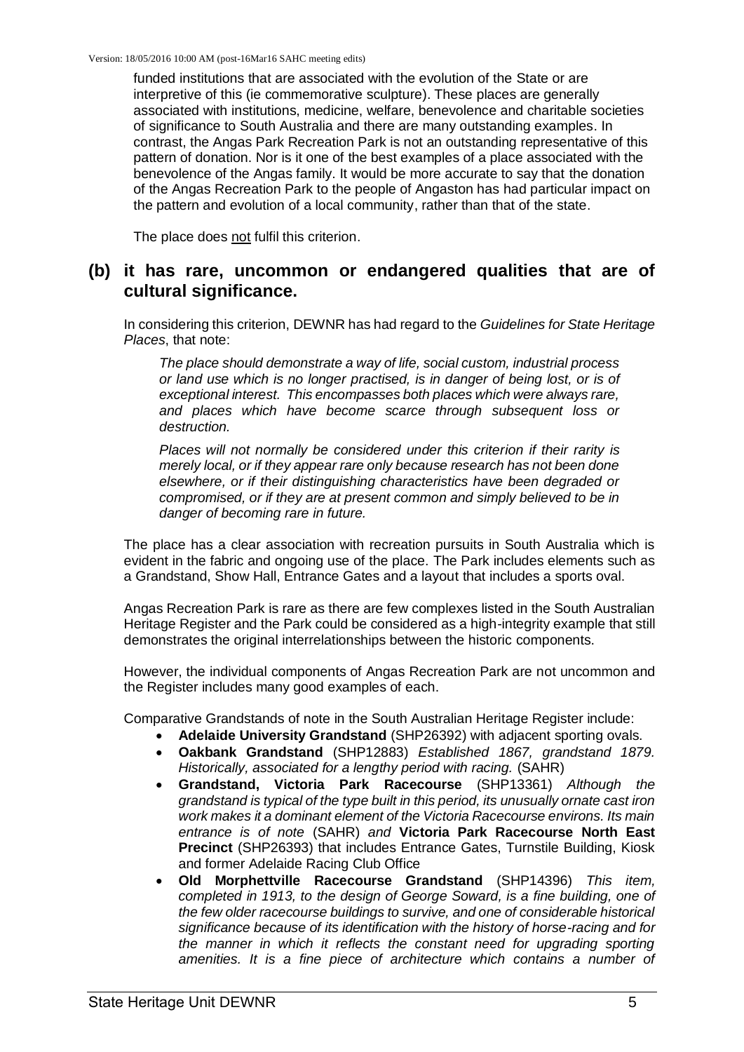funded institutions that are associated with the evolution of the State or are interpretive of this (ie commemorative sculpture). These places are generally associated with institutions, medicine, welfare, benevolence and charitable societies of significance to South Australia and there are many outstanding examples. In contrast, the Angas Park Recreation Park is not an outstanding representative of this pattern of donation. Nor is it one of the best examples of a place associated with the benevolence of the Angas family. It would be more accurate to say that the donation of the Angas Recreation Park to the people of Angaston has had particular impact on the pattern and evolution of a local community, rather than that of the state.

The place does not fulfil this criterion.

## (b) it has rare, uncommon or endangered qualities that are of cultural significance.

In considering this criterion, DEWNR has had regard to the *Guidelines for State Heritage Places*, that note:

> *The place should demonstrate a way of life, social custom, industrial process or land use which is no longer practised, is in danger of being lost, or is of exceptional interest. This encompasses both places which were always rare, and places which have become scarce through subsequent loss or destruction.*
>
> *Places will not normally be considered under this criterion if their rarity is merely local, or if they appear rare only because research has not been done elsewhere, or if their distinguishing characteristics have been degraded or compromised, or if they are at present common and simply believed to be in danger of becoming rare in future.*

The place has a clear association with recreation pursuits in South Australia which is evident in the fabric and ongoing use of the place. The Park includes elements such as a Grandstand, Show Hall, Entrance Gates and a layout that includes a sports oval.

Angas Recreation Park is rare as there are few complexes listed in the South Australian Heritage Register and the Park could be considered as a high-integrity example that still demonstrates the original interrelationships between the historic components.

However, the individual components of Angas Recreation Park are not uncommon and the Register includes many good examples of each.

Comparative Grandstands of note in the South Australian Heritage Register include:

- **Adelaide University Grandstand** (SHP26392) with adjacent sporting ovals.
- **Oakbank Grandstand** (SHP12883) *Established 1867, grandstand 1879. Historically, associated for a lengthy period with racing.* (SAHR)
- **Grandstand, Victoria Park Racecourse** (SHP13361) *Although the grandstand is typical of the type built in this period, its unusually ornate cast iron work makes it a dominant element of the Victoria Racecourse environs. Its main entrance is of note* (SAHR) *and* **Victoria Park Racecourse North East Precinct** (SHP26393) that includes Entrance Gates, Turnstile Building, Kiosk and former Adelaide Racing Club Office
- **Old Morphettville Racecourse Grandstand** (SHP14396) *This item, completed in 1913, to the design of George Soward, is a fine building, one of the few older racecourse buildings to survive, and one of considerable historical significance because of its identification with the history of horse-racing and for the manner in which it reflects the constant need for upgrading sporting amenities. It is a fine piece of architecture which contains a number of*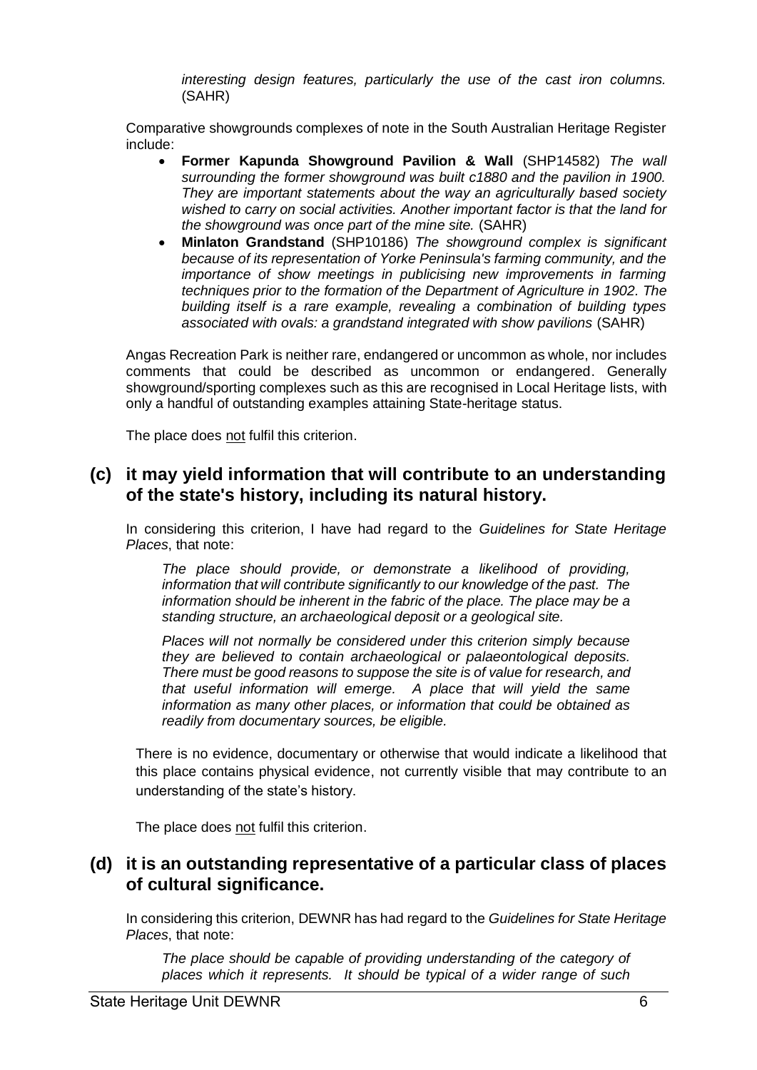*interesting design features, particularly the use of the cast iron columns.* (SAHR)

Comparative showgrounds complexes of note in the South Australian Heritage Register include:

- **Former Kapunda Showground Pavilion & Wall** (SHP14582) *The wall surrounding the former showground was built c1880 and the pavilion in 1900. They are important statements about the way an agriculturally based society wished to carry on social activities. Another important factor is that the land for the showground was once part of the mine site.* (SAHR)
- **Minlaton Grandstand** (SHP10186) *The showground complex is significant because of its representation of Yorke Peninsula's farming community, and the importance of show meetings in publicising new improvements in farming techniques prior to the formation of the Department of Agriculture in 1902. The building itself is a rare example, revealing a combination of building types associated with ovals: a grandstand integrated with show pavilions* (SAHR)

Angas Recreation Park is neither rare, endangered or uncommon as whole, nor includes comments that could be described as uncommon or endangered. Generally showground/sporting complexes such as this are recognised in Local Heritage lists, with only a handful of outstanding examples attaining State-heritage status.

The place does <u>not</u> fulfil this criterion.

## (c) it may yield information that will contribute to an understanding of the state's history, including its natural history.

In considering this criterion, I have had regard to the *Guidelines for State Heritage Places*, that note:

> *The place should provide, or demonstrate a likelihood of providing, information that will contribute significantly to our knowledge of the past. The information should be inherent in the fabric of the place. The place may be a standing structure, an archaeological deposit or a geological site.*
>
> *Places will not normally be considered under this criterion simply because they are believed to contain archaeological or palaeontological deposits. There must be good reasons to suppose the site is of value for research, and that useful information will emerge. A place that will yield the same information as many other places, or information that could be obtained as readily from documentary sources, be eligible.*

There is no evidence, documentary or otherwise that would indicate a likelihood that this place contains physical evidence, not currently visible that may contribute to an understanding of the state's history.

The place does <u>not</u> fulfil this criterion.

## (d) it is an outstanding representative of a particular class of places of cultural significance.

In considering this criterion, DEWNR has had regard to the *Guidelines for State Heritage Places*, that note:

> *The place should be capable of providing understanding of the category of places which it represents. It should be typical of a wider range of such*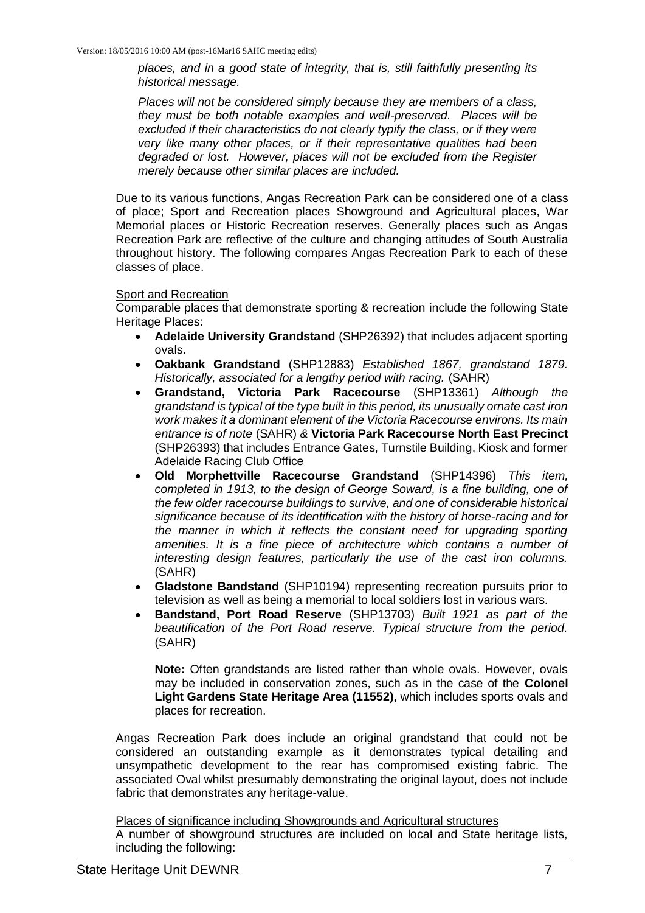*places, and in a good state of integrity, that is, still faithfully presenting its historical message.*

*Places will not be considered simply because they are members of a class, they must be both notable examples and well-preserved. Places will be excluded if their characteristics do not clearly typify the class, or if they were very like many other places, or if their representative qualities had been degraded or lost. However, places will not be excluded from the Register merely because other similar places are included.*

Due to its various functions, Angas Recreation Park can be considered one of a class of place; Sport and Recreation places Showground and Agricultural places, War Memorial places or Historic Recreation reserves. Generally places such as Angas Recreation Park are reflective of the culture and changing attitudes of South Australia throughout history. The following compares Angas Recreation Park to each of these classes of place.

<u>Sport and Recreation</u>

Comparable places that demonstrate sporting & recreation include the following State Heritage Places:

- **Adelaide University Grandstand** (SHP26392) that includes adjacent sporting ovals.
- **Oakbank Grandstand** (SHP12883) *Established 1867, grandstand 1879. Historically, associated for a lengthy period with racing.* (SAHR)
- **Grandstand, Victoria Park Racecourse** (SHP13361) *Although the grandstand is typical of the type built in this period, its unusually ornate cast iron work makes it a dominant element of the Victoria Racecourse environs. Its main entrance is of note* (SAHR) *&* **Victoria Park Racecourse North East Precinct** (SHP26393) that includes Entrance Gates, Turnstile Building, Kiosk and former Adelaide Racing Club Office
- **Old Morphettville Racecourse Grandstand** (SHP14396) *This item, completed in 1913, to the design of George Soward, is a fine building, one of the few older racecourse buildings to survive, and one of considerable historical significance because of its identification with the history of horse-racing and for the manner in which it reflects the constant need for upgrading sporting amenities. It is a fine piece of architecture which contains a number of interesting design features, particularly the use of the cast iron columns.* (SAHR)
- **Gladstone Bandstand** (SHP10194) representing recreation pursuits prior to television as well as being a memorial to local soldiers lost in various wars.
- **Bandstand, Port Road Reserve** (SHP13703) *Built 1921 as part of the beautification of the Port Road reserve. Typical structure from the period.* (SAHR)

  **Note:** Often grandstands are listed rather than whole ovals. However, ovals may be included in conservation zones, such as in the case of the **Colonel Light Gardens State Heritage Area (11552),** which includes sports ovals and places for recreation.

Angas Recreation Park does include an original grandstand that could not be considered an outstanding example as it demonstrates typical detailing and unsympathetic development to the rear has compromised existing fabric. The associated Oval whilst presumably demonstrating the original layout, does not include fabric that demonstrates any heritage-value.

<u>Places of significance including Showgrounds and Agricultural structures</u>

A number of showground structures are included on local and State heritage lists, including the following: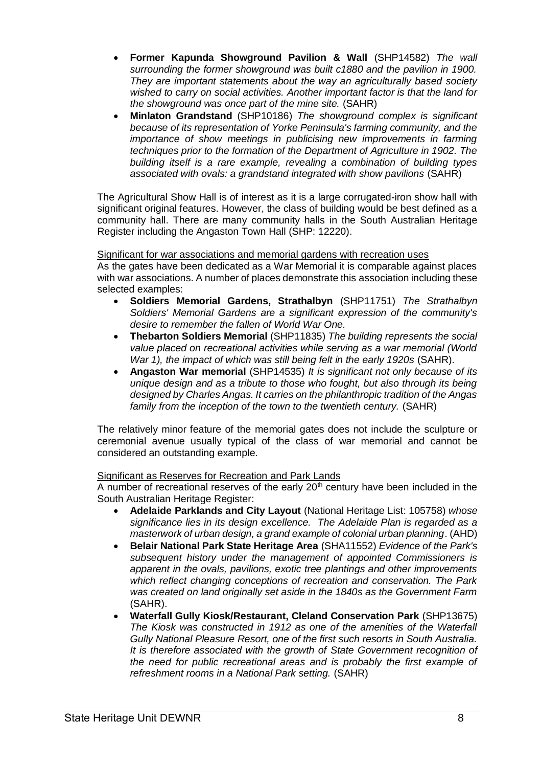- **Former Kapunda Showground Pavilion & Wall** (SHP14582) *The wall surrounding the former showground was built c1880 and the pavilion in 1900. They are important statements about the way an agriculturally based society wished to carry on social activities. Another important factor is that the land for the showground was once part of the mine site.* (SAHR)
- **Minlaton Grandstand** (SHP10186) *The showground complex is significant because of its representation of Yorke Peninsula's farming community, and the importance of show meetings in publicising new improvements in farming techniques prior to the formation of the Department of Agriculture in 1902. The building itself is a rare example, revealing a combination of building types associated with ovals: a grandstand integrated with show pavilions* (SAHR)

The Agricultural Show Hall is of interest as it is a large corrugated-iron show hall with significant original features. However, the class of building would be best defined as a community hall. There are many community halls in the South Australian Heritage Register including the Angaston Town Hall (SHP: 12220).

Significant for war associations and memorial gardens with recreation uses

As the gates have been dedicated as a War Memorial it is comparable against places with war associations. A number of places demonstrate this association including these selected examples:

- **Soldiers Memorial Gardens, Strathalbyn** (SHP11751) *The Strathalbyn Soldiers' Memorial Gardens are a significant expression of the community's desire to remember the fallen of World War One.*
- **Thebarton Soldiers Memorial** (SHP11835) *The building represents the social value placed on recreational activities while serving as a war memorial (World War 1), the impact of which was still being felt in the early 1920s* (SAHR).
- **Angaston War memorial** (SHP14535) *It is significant not only because of its unique design and as a tribute to those who fought, but also through its being designed by Charles Angas. It carries on the philanthropic tradition of the Angas family from the inception of the town to the twentieth century.* (SAHR)

The relatively minor feature of the memorial gates does not include the sculpture or ceremonial avenue usually typical of the class of war memorial and cannot be considered an outstanding example.

Significant as Reserves for Recreation and Park Lands

A number of recreational reserves of the early 20th century have been included in the South Australian Heritage Register:

- **Adelaide Parklands and City Layout** (National Heritage List: 105758) *whose significance lies in its design excellence. The Adelaide Plan is regarded as a masterwork of urban design, a grand example of colonial urban planning*. (AHD)
- **Belair National Park State Heritage Area** (SHA11552) *Evidence of the Park's subsequent history under the management of appointed Commissioners is apparent in the ovals, pavilions, exotic tree plantings and other improvements which reflect changing conceptions of recreation and conservation. The Park was created on land originally set aside in the 1840s as the Government Farm* (SAHR).
- **Waterfall Gully Kiosk/Restaurant, Cleland Conservation Park** (SHP13675) *The Kiosk was constructed in 1912 as one of the amenities of the Waterfall Gully National Pleasure Resort, one of the first such resorts in South Australia. It is therefore associated with the growth of State Government recognition of the need for public recreational areas and is probably the first example of refreshment rooms in a National Park setting.* (SAHR)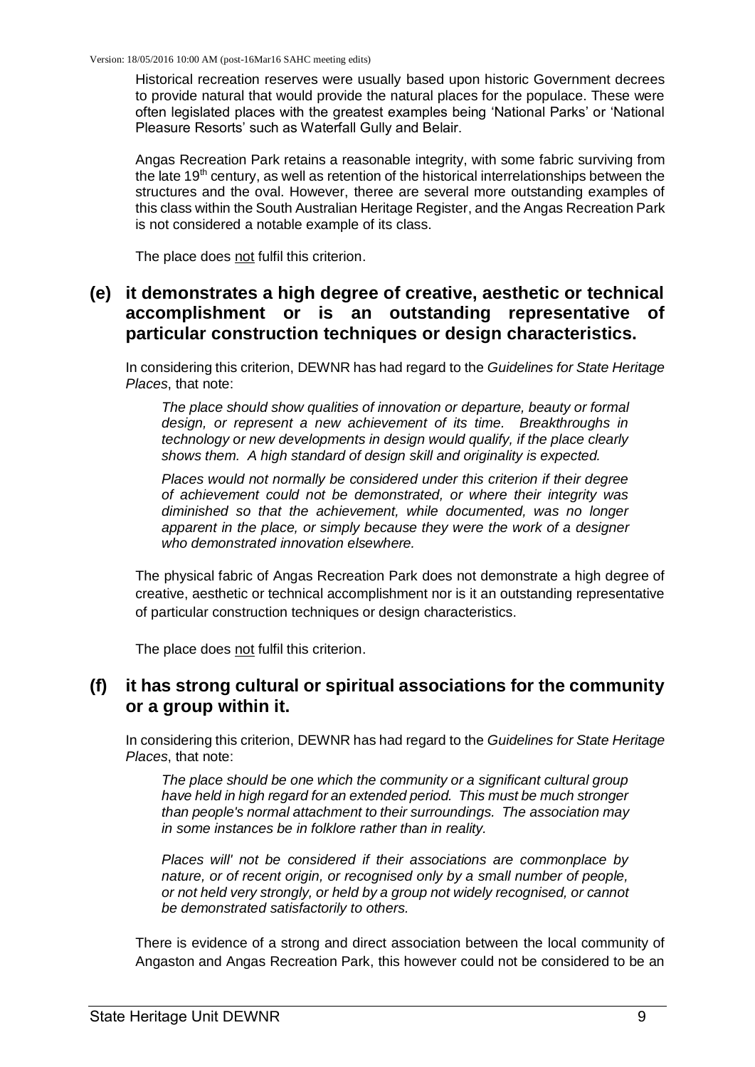Historical recreation reserves were usually based upon historic Government decrees to provide natural that would provide the natural places for the populace. These were often legislated places with the greatest examples being 'National Parks' or 'National Pleasure Resorts' such as Waterfall Gully and Belair.

Angas Recreation Park retains a reasonable integrity, with some fabric surviving from the late 19th century, as well as retention of the historical interrelationships between the structures and the oval. However, theree are several more outstanding examples of this class within the South Australian Heritage Register, and the Angas Recreation Park is not considered a notable example of its class.

The place does not fulfil this criterion.

## (e) it demonstrates a high degree of creative, aesthetic or technical accomplishment or is an outstanding representative of particular construction techniques or design characteristics.

In considering this criterion, DEWNR has had regard to the *Guidelines for State Heritage Places*, that note:

> *The place should show qualities of innovation or departure, beauty or formal design, or represent a new achievement of its time. Breakthroughs in technology or new developments in design would qualify, if the place clearly shows them. A high standard of design skill and originality is expected.*
>
> *Places would not normally be considered under this criterion if their degree of achievement could not be demonstrated, or where their integrity was diminished so that the achievement, while documented, was no longer apparent in the place, or simply because they were the work of a designer who demonstrated innovation elsewhere.*

The physical fabric of Angas Recreation Park does not demonstrate a high degree of creative, aesthetic or technical accomplishment nor is it an outstanding representative of particular construction techniques or design characteristics.

The place does not fulfil this criterion.

## (f) it has strong cultural or spiritual associations for the community or a group within it.

In considering this criterion, DEWNR has had regard to the *Guidelines for State Heritage Places*, that note:

> *The place should be one which the community or a significant cultural group have held in high regard for an extended period. This must be much stronger than people's normal attachment to their surroundings. The association may in some instances be in folklore rather than in reality.*
>
> *Places will' not be considered if their associations are commonplace by nature, or of recent origin, or recognised only by a small number of people, or not held very strongly, or held by a group not widely recognised, or cannot be demonstrated satisfactorily to others.*

There is evidence of a strong and direct association between the local community of Angaston and Angas Recreation Park, this however could not be considered to be an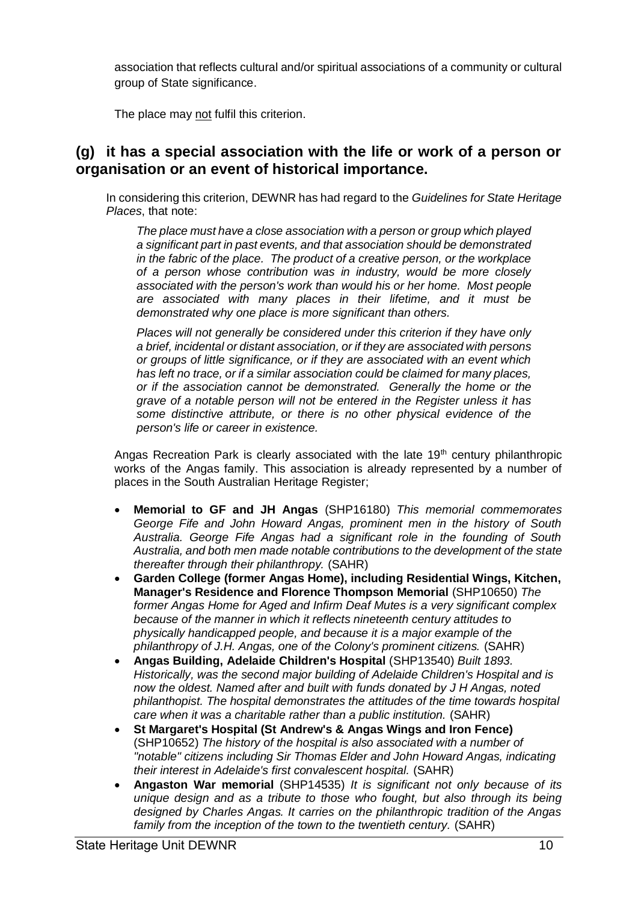association that reflects cultural and/or spiritual associations of a community or cultural group of State significance.

The place may not fulfil this criterion.

## (g) it has a special association with the life or work of a person or organisation or an event of historical importance.

In considering this criterion, DEWNR has had regard to the *Guidelines for State Heritage Places*, that note:

> *The place must have a close association with a person or group which played a significant part in past events, and that association should be demonstrated in the fabric of the place. The product of a creative person, or the workplace of a person whose contribution was in industry, would be more closely associated with the person's work than would his or her home. Most people are associated with many places in their lifetime, and it must be demonstrated why one place is more significant than others.*
>
> *Places will not generally be considered under this criterion if they have only a brief, incidental or distant association, or if they are associated with persons or groups of little significance, or if they are associated with an event which has left no trace, or if a similar association could be claimed for many places, or if the association cannot be demonstrated. Generally the home or the grave of a notable person will not be entered in the Register unless it has some distinctive attribute, or there is no other physical evidence of the person's life or career in existence.*

Angas Recreation Park is clearly associated with the late 19th century philanthropic works of the Angas family. This association is already represented by a number of places in the South Australian Heritage Register;

- **Memorial to GF and JH Angas** (SHP16180) *This memorial commemorates George Fife and John Howard Angas, prominent men in the history of South Australia. George Fife Angas had a significant role in the founding of South Australia, and both men made notable contributions to the development of the state thereafter through their philanthropy.* (SAHR)
- **Garden College (former Angas Home), including Residential Wings, Kitchen, Manager's Residence and Florence Thompson Memorial** (SHP10650) *The former Angas Home for Aged and Infirm Deaf Mutes is a very significant complex because of the manner in which it reflects nineteenth century attitudes to physically handicapped people, and because it is a major example of the philanthropy of J.H. Angas, one of the Colony's prominent citizens.* (SAHR)
- **Angas Building, Adelaide Children's Hospital** (SHP13540) *Built 1893. Historically, was the second major building of Adelaide Children's Hospital and is now the oldest. Named after and built with funds donated by J H Angas, noted philanthopist. The hospital demonstrates the attitudes of the time towards hospital care when it was a charitable rather than a public institution.* (SAHR)
- **St Margaret's Hospital (St Andrew's & Angas Wings and Iron Fence)** (SHP10652) *The history of the hospital is also associated with a number of "notable" citizens including Sir Thomas Elder and John Howard Angas, indicating their interest in Adelaide's first convalescent hospital.* (SAHR)
- **Angaston War memorial** (SHP14535) *It is significant not only because of its unique design and as a tribute to those who fought, but also through its being designed by Charles Angas. It carries on the philanthropic tradition of the Angas family from the inception of the town to the twentieth century.* (SAHR)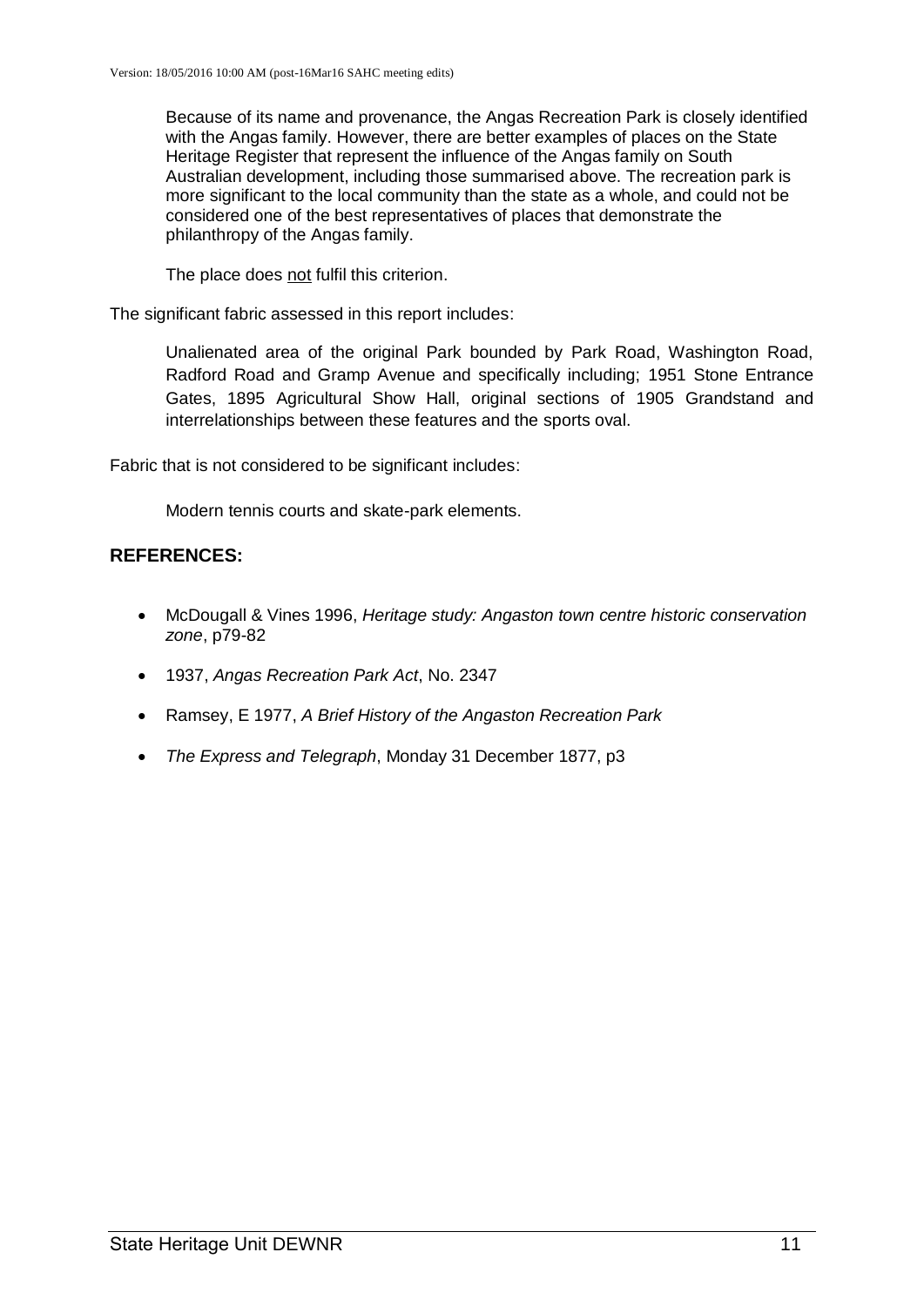Because of its name and provenance, the Angas Recreation Park is closely identified with the Angas family. However, there are better examples of places on the State Heritage Register that represent the influence of the Angas family on South Australian development, including those summarised above. The recreation park is more significant to the local community than the state as a whole, and could not be considered one of the best representatives of places that demonstrate the philanthropy of the Angas family.

The place does <u>not</u> fulfil this criterion.

The significant fabric assessed in this report includes:

Unalienated area of the original Park bounded by Park Road, Washington Road, Radford Road and Gramp Avenue and specifically including; 1951 Stone Entrance Gates, 1895 Agricultural Show Hall, original sections of 1905 Grandstand and interrelationships between these features and the sports oval.

Fabric that is not considered to be significant includes:

Modern tennis courts and skate-park elements.

## REFERENCES:

- McDougall & Vines 1996, *Heritage study: Angaston town centre historic conservation zone*, p79-82
- 1937, *Angas Recreation Park Act*, No. 2347
- Ramsey, E 1977, *A Brief History of the Angaston Recreation Park*
- *The Express and Telegraph*, Monday 31 December 1877, p3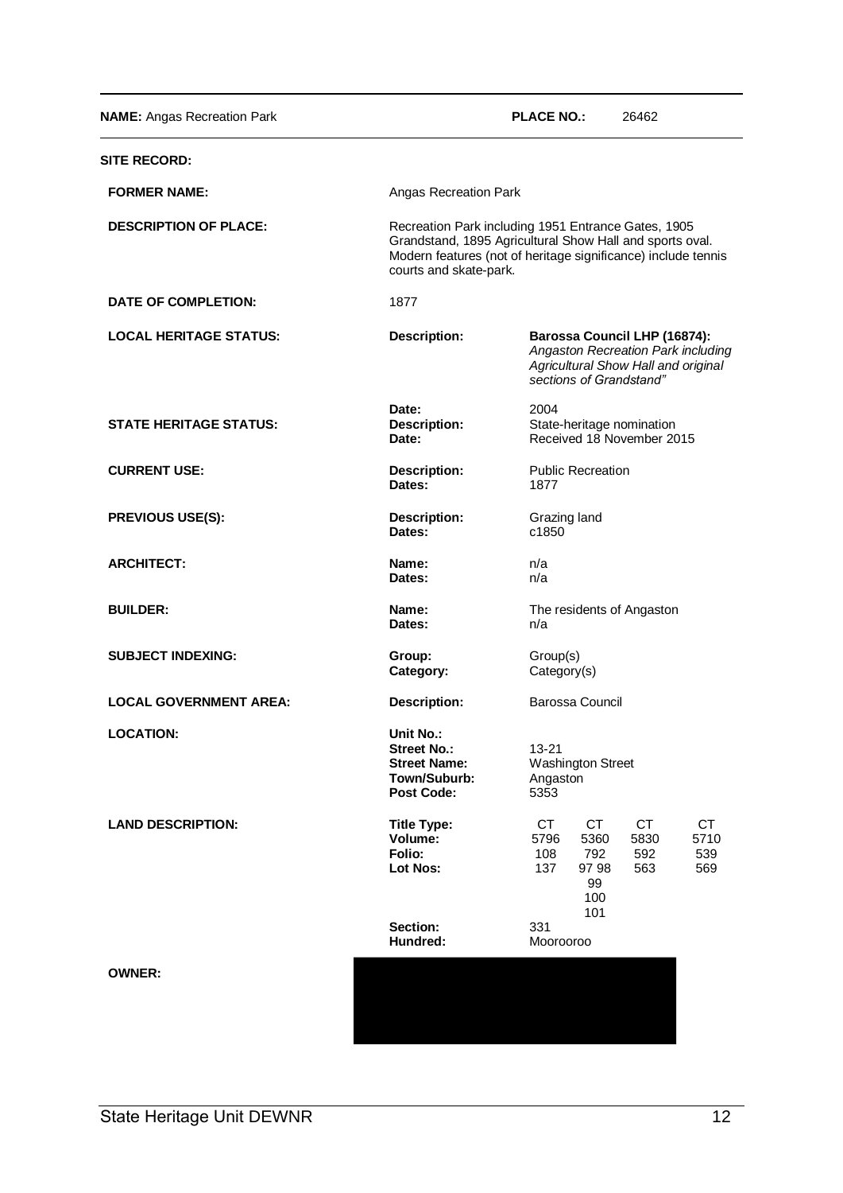**NAME:** Angas Recreation Park **PLACE NO.:** 26462

**SITE RECORD:**

| | | |
|---|---|---|
| **FORMER NAME:** | Angas Recreation Park | |
| **DESCRIPTION OF PLACE:** | Recreation Park including 1951 Entrance Gates, 1905 Grandstand, 1895 Agricultural Show Hall and sports oval. Modern features (not of heritage significance) include tennis courts and skate-park. | |
| **DATE OF COMPLETION:** | 1877 | |
| **LOCAL HERITAGE STATUS:** | **Description:** | **Barossa Council LHP (16874):** *Angaston Recreation Park including Agricultural Show Hall and original sections of Grandstand"* |
| | **Date:** | 2004 |
| **STATE HERITAGE STATUS:** | **Description:** | State-heritage nomination |
| | **Date:** | Received 18 November 2015 |
| **CURRENT USE:** | **Description:** | Public Recreation |
| | **Dates:** | 1877 |
| **PREVIOUS USE(S):** | **Description:** | Grazing land |
| | **Dates:** | c1850 |
| **ARCHITECT:** | **Name:** | n/a |
| | **Dates:** | n/a |
| **BUILDER:** | **Name:** | The residents of Angaston |
| | **Dates:** | n/a |
| **SUBJECT INDEXING:** | **Group:** | Group(s) |
| | **Category:** | Category(s) |
| **LOCAL GOVERNMENT AREA:** | **Description:** | Barossa Council |
| **LOCATION:** | **Unit No.:** | |
| | **Street No.:** | 13-21 |
| | **Street Name:** | Washington Street |
| | **Town/Suburb:** | Angaston |
| | **Post Code:** | 5353 |

**LAND DESCRIPTION:**

| | | | | |
|---|---|---|---|---|
| **Title Type:** | CT | CT | CT | CT |
| **Volume:** | 5796 | 5360 | 5830 | 5710 |
| **Folio:** | 108 | 792 | 592 | 539 |
| **Lot Nos:** | 137 | 97 98 99 100 101 | 563 | 569 |
| **Section:** | 331 | | | |
| **Hundred:** | Moorooroo | | | |

**OWNER:**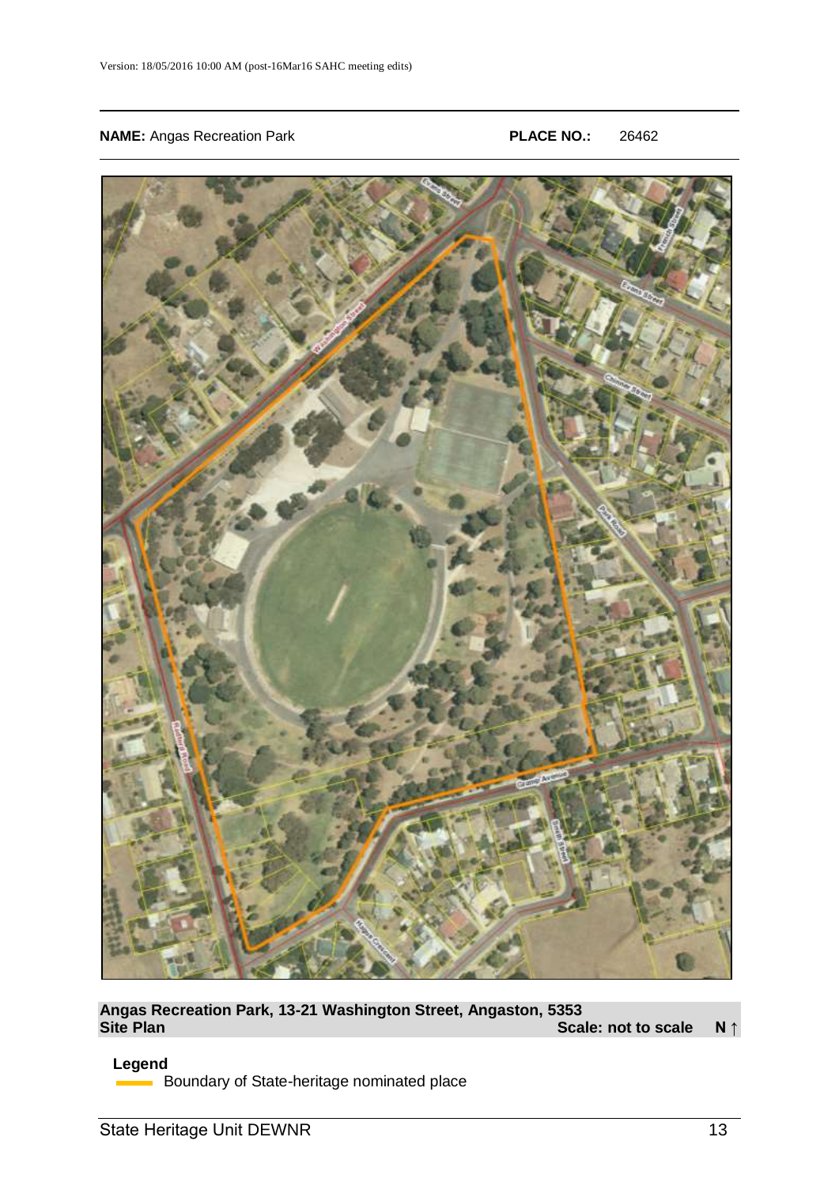Version: 18/05/2016 10:00 AM (post-16Mar16 SAHC meeting edits)

**NAME:** Angas Recreation Park **PLACE NO.:** 26462

**Angas Recreation Park, 13-21 Washington Street, Angaston, 5353**
**Site Plan** **Scale: not to scale** **N ↑**

**Legend**

Boundary of State-heritage nominated place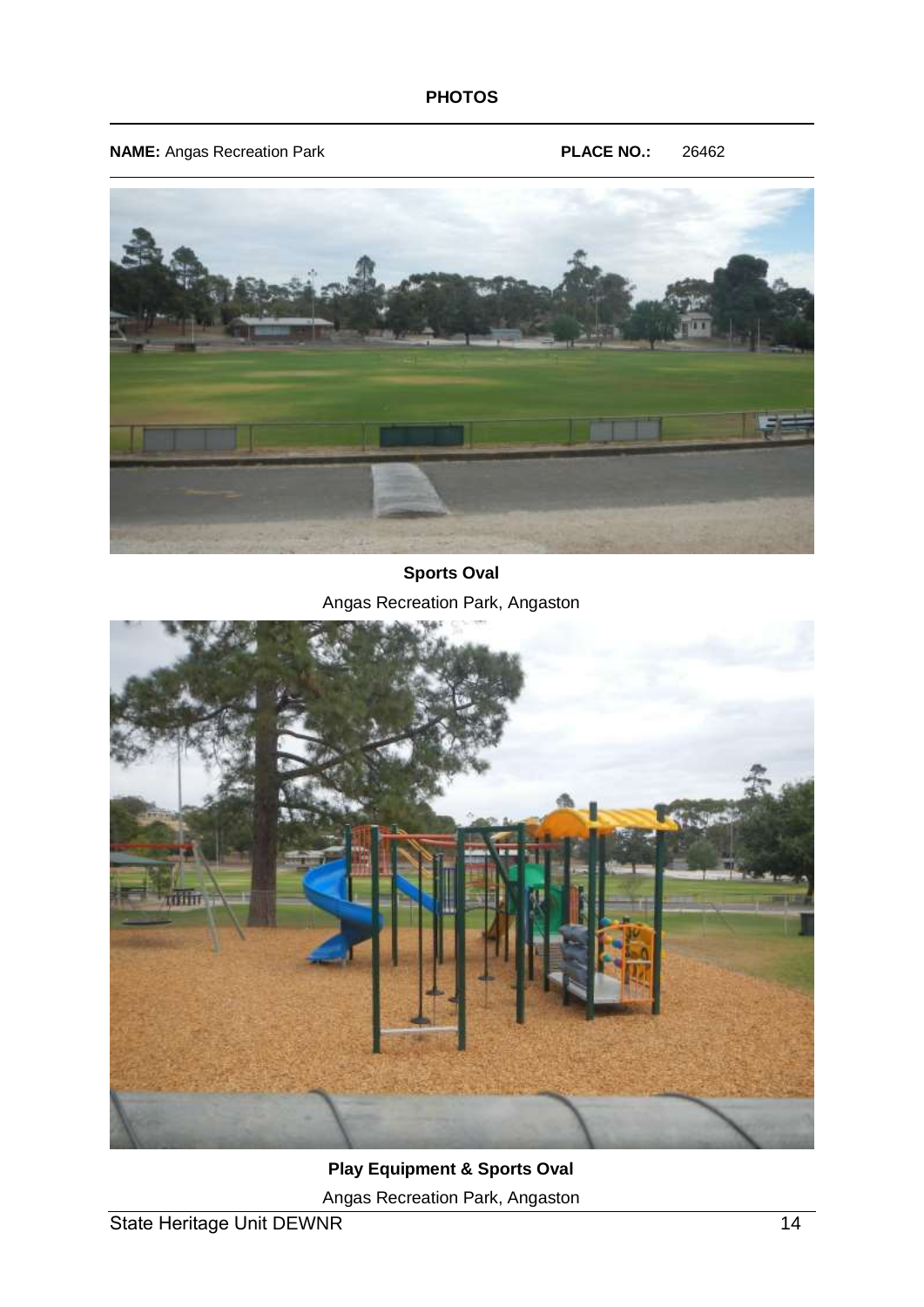**PHOTOS**

**NAME:** Angas Recreation Park **PLACE NO.:** 26462

**Sports Oval**

Angas Recreation Park, Angaston

**Play Equipment & Sports Oval**

Angas Recreation Park, Angaston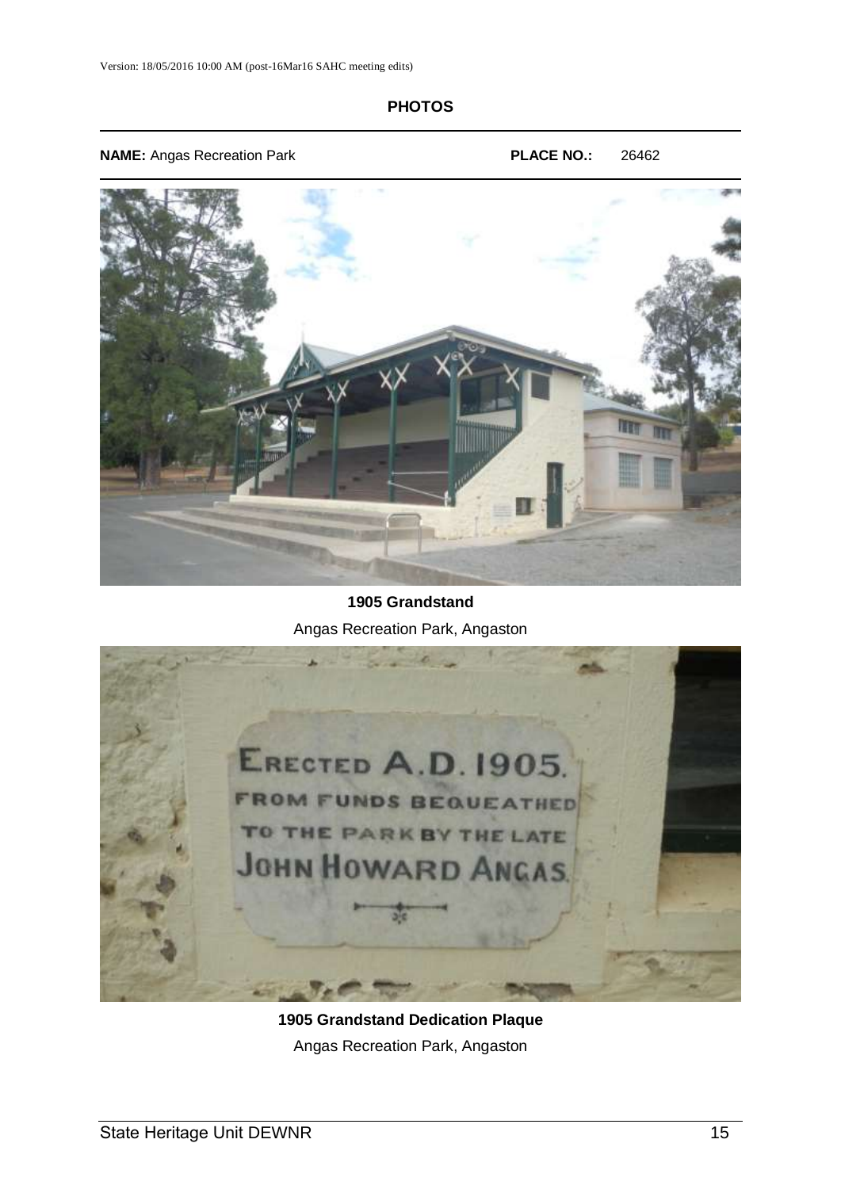## PHOTOS

**NAME:** Angas Recreation Park **PLACE NO.:** 26462

**1905 Grandstand**

Angas Recreation Park, Angaston

**1905 Grandstand Dedication Plaque**

Angas Recreation Park, Angaston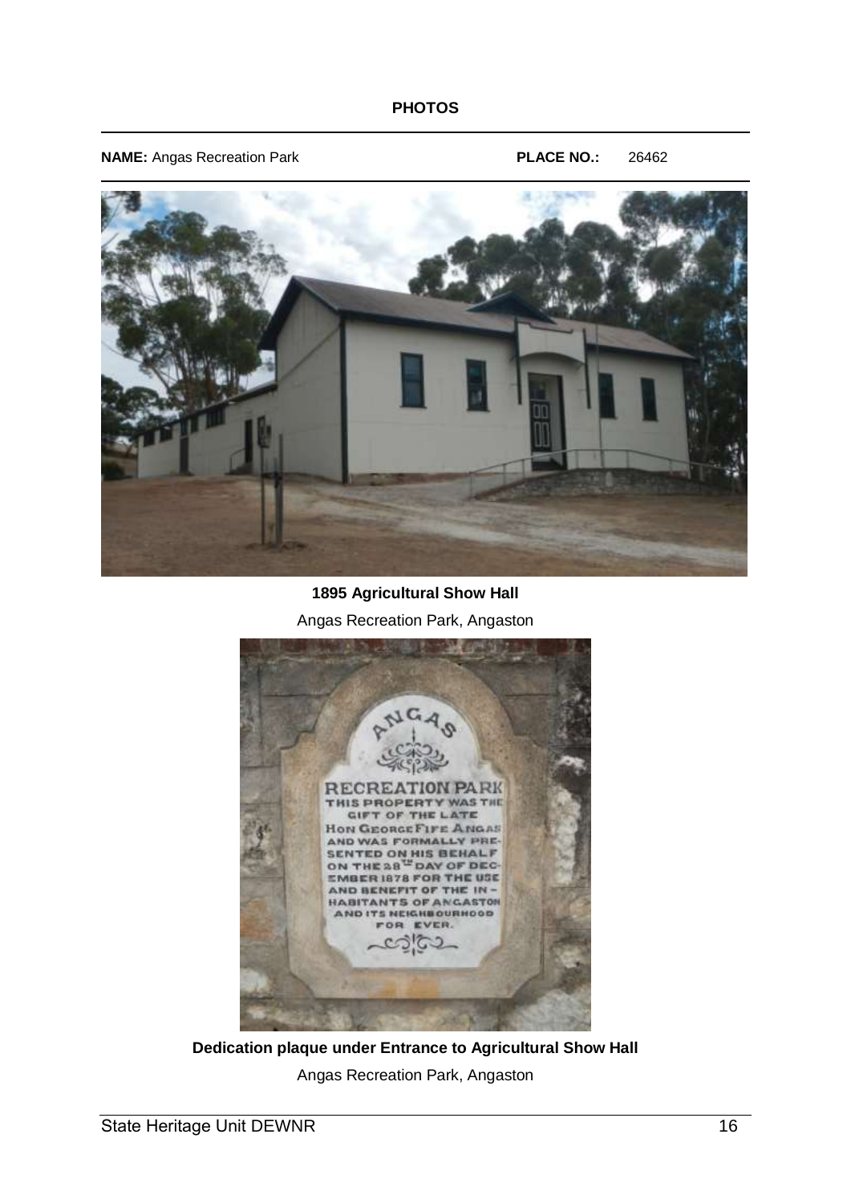**PHOTOS**

**NAME:** Angas Recreation Park **PLACE NO.:** 26462

**1895 Agricultural Show Hall**

Angas Recreation Park, Angaston

**Dedication plaque under Entrance to Agricultural Show Hall**

Angas Recreation Park, Angaston

State Heritage Unit DEWNR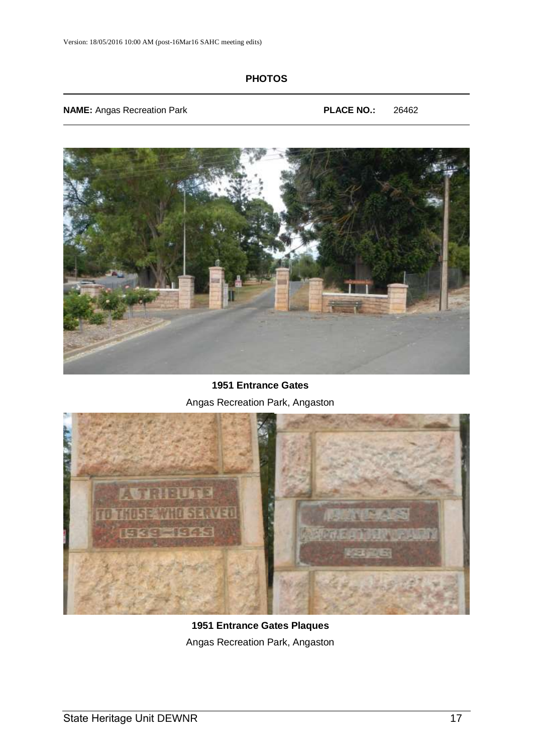## PHOTOS

**NAME:** Angas Recreation Park **PLACE NO.:** 26462

**1951 Entrance Gates**

Angas Recreation Park, Angaston

**1951 Entrance Gates Plaques**

Angas Recreation Park, Angaston